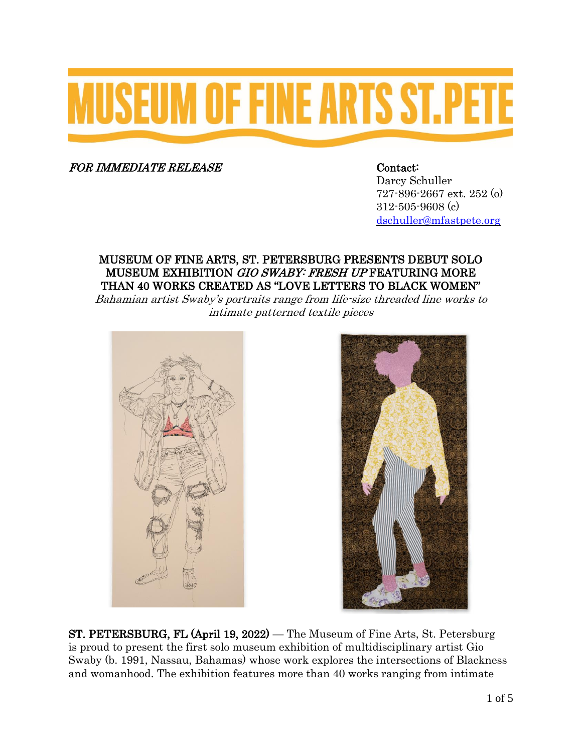# MUSEUM OF FINE ARTS ST.PETE

*FOR IMMEDIATE RELEASE*

**Contact:**
Darcy Schuller
727-896-2667 ext. 252 (o)
312-505-9608 (c)
dschuller@mfastpete.org

## MUSEUM OF FINE ARTS, ST. PETERSBURG PRESENTS DEBUT SOLO MUSEUM EXHIBITION *GIO SWABY: FRESH UP* FEATURING MORE THAN 40 WORKS CREATED AS "LOVE LETTERS TO BLACK WOMEN"

*Bahamian artist Swaby's portraits range from life-size threaded line works to intimate patterned textile pieces*

**ST. PETERSBURG, FL (April 19, 2022)** — The Museum of Fine Arts, St. Petersburg is proud to present the first solo museum exhibition of multidisciplinary artist Gio Swaby (b. 1991, Nassau, Bahamas) whose work explores the intersections of Blackness and womanhood. The exhibition features more than 40 works ranging from intimate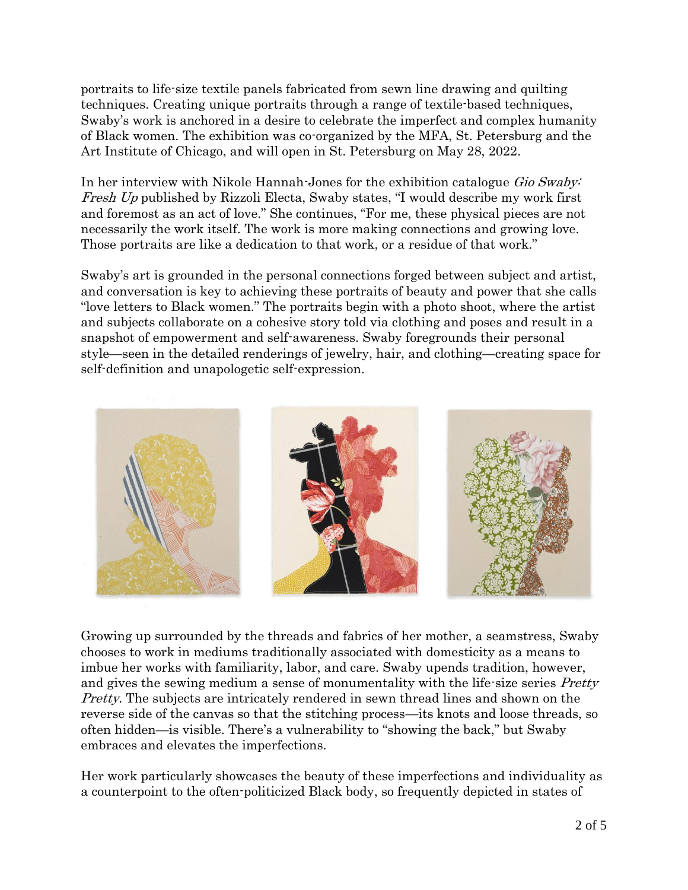portraits to life-size textile panels fabricated from sewn line drawing and quilting techniques. Creating unique portraits through a range of textile-based techniques, Swaby's work is anchored in a desire to celebrate the imperfect and complex humanity of Black women. The exhibition was co-organized by the MFA, St. Petersburg and the Art Institute of Chicago, and will open in St. Petersburg on May 28, 2022.

In her interview with Nikole Hannah-Jones for the exhibition catalogue *Gio Swaby: Fresh Up* published by Rizzoli Electa, Swaby states, "I would describe my work first and foremost as an act of love." She continues, "For me, these physical pieces are not necessarily the work itself. The work is more making connections and growing love. Those portraits are like a dedication to that work, or a residue of that work."

Swaby's art is grounded in the personal connections forged between subject and artist, and conversation is key to achieving these portraits of beauty and power that she calls "love letters to Black women." The portraits begin with a photo shoot, where the artist and subjects collaborate on a cohesive story told via clothing and poses and result in a snapshot of empowerment and self-awareness. Swaby foregrounds their personal style—seen in the detailed renderings of jewelry, hair, and clothing—creating space for self-definition and unapologetic self-expression.

Growing up surrounded by the threads and fabrics of her mother, a seamstress, Swaby chooses to work in mediums traditionally associated with domesticity as a means to imbue her works with familiarity, labor, and care. Swaby upends tradition, however, and gives the sewing medium a sense of monumentality with the life-size series *Pretty Pretty*. The subjects are intricately rendered in sewn thread lines and shown on the reverse side of the canvas so that the stitching process—its knots and loose threads, so often hidden—is visible. There's a vulnerability to "showing the back," but Swaby embraces and elevates the imperfections.

Her work particularly showcases the beauty of these imperfections and individuality as a counterpoint to the often-politicized Black body, so frequently depicted in states of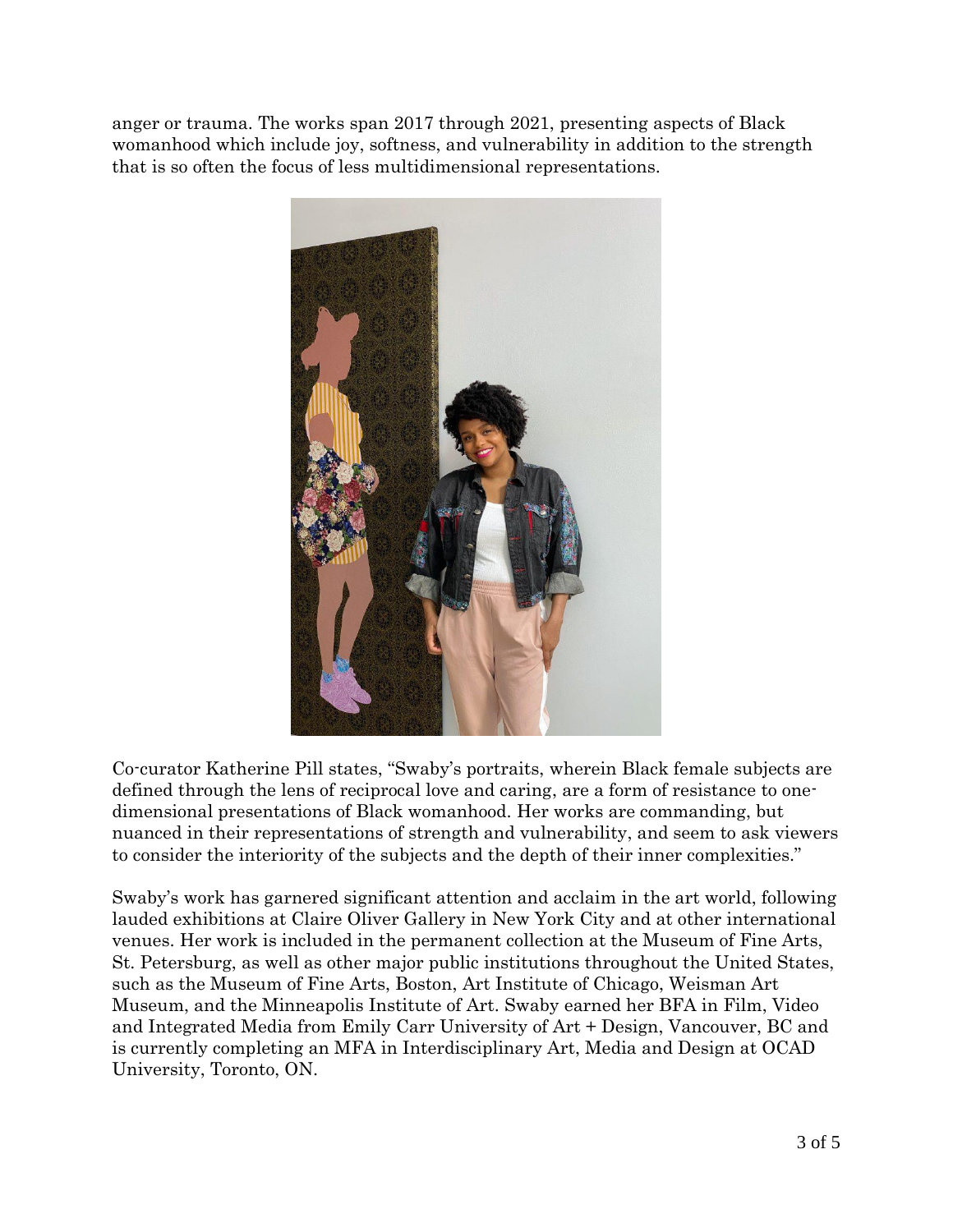anger or trauma. The works span 2017 through 2021, presenting aspects of Black womanhood which include joy, softness, and vulnerability in addition to the strength that is so often the focus of less multidimensional representations.

Co-curator Katherine Pill states, "Swaby's portraits, wherein Black female subjects are defined through the lens of reciprocal love and caring, are a form of resistance to one-dimensional presentations of Black womanhood. Her works are commanding, but nuanced in their representations of strength and vulnerability, and seem to ask viewers to consider the interiority of the subjects and the depth of their inner complexities."

Swaby's work has garnered significant attention and acclaim in the art world, following lauded exhibitions at Claire Oliver Gallery in New York City and at other international venues. Her work is included in the permanent collection at the Museum of Fine Arts, St. Petersburg, as well as other major public institutions throughout the United States, such as the Museum of Fine Arts, Boston, Art Institute of Chicago, Weisman Art Museum, and the Minneapolis Institute of Art. Swaby earned her BFA in Film, Video and Integrated Media from Emily Carr University of Art + Design, Vancouver, BC and is currently completing an MFA in Interdisciplinary Art, Media and Design at OCAD University, Toronto, ON.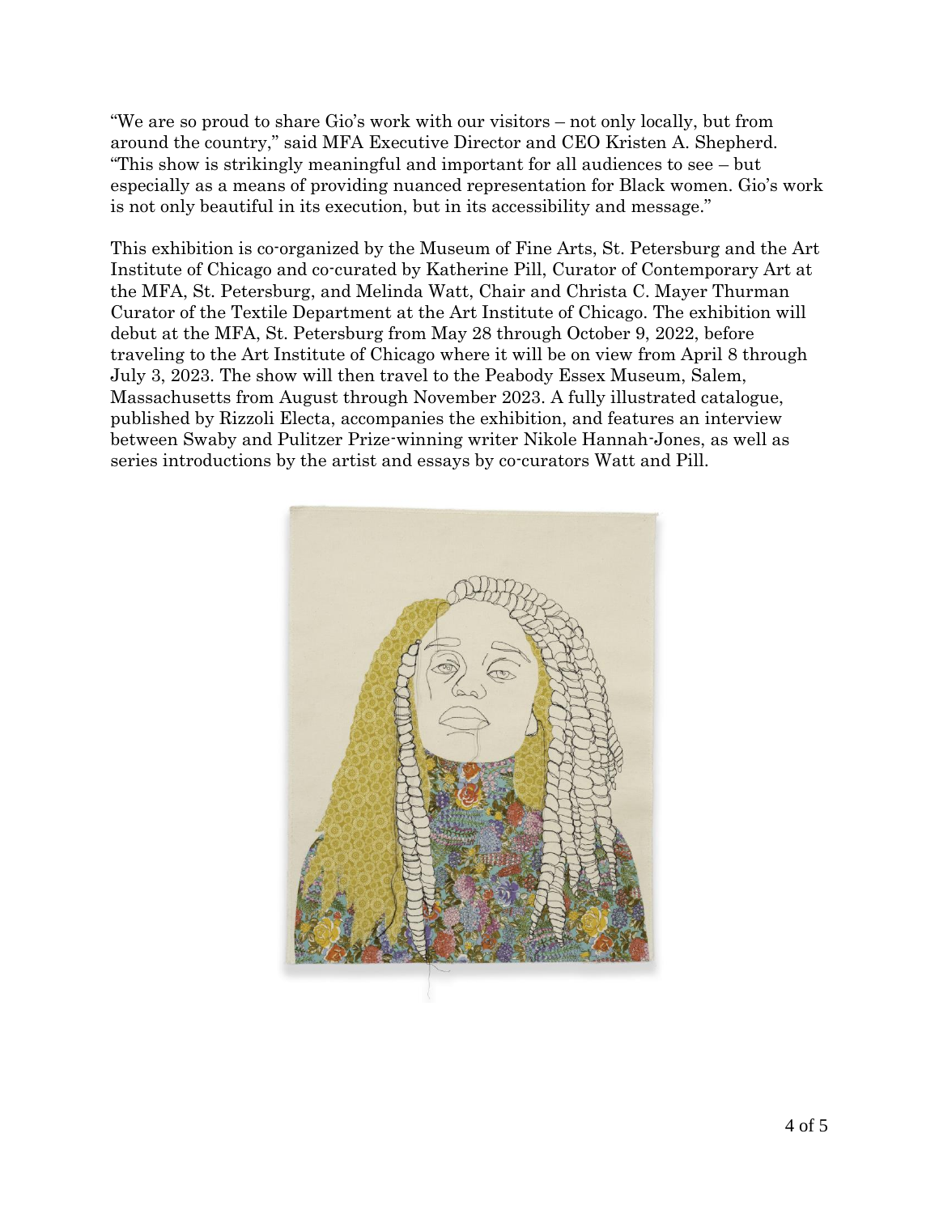"We are so proud to share Gio's work with our visitors – not only locally, but from around the country," said MFA Executive Director and CEO Kristen A. Shepherd. "This show is strikingly meaningful and important for all audiences to see – but especially as a means of providing nuanced representation for Black women. Gio's work is not only beautiful in its execution, but in its accessibility and message."

This exhibition is co-organized by the Museum of Fine Arts, St. Petersburg and the Art Institute of Chicago and co-curated by Katherine Pill, Curator of Contemporary Art at the MFA, St. Petersburg, and Melinda Watt, Chair and Christa C. Mayer Thurman Curator of the Textile Department at the Art Institute of Chicago. The exhibition will debut at the MFA, St. Petersburg from May 28 through October 9, 2022, before traveling to the Art Institute of Chicago where it will be on view from April 8 through July 3, 2023. The show will then travel to the Peabody Essex Museum, Salem, Massachusetts from August through November 2023. A fully illustrated catalogue, published by Rizzoli Electa, accompanies the exhibition, and features an interview between Swaby and Pulitzer Prize-winning writer Nikole Hannah-Jones, as well as series introductions by the artist and essays by co-curators Watt and Pill.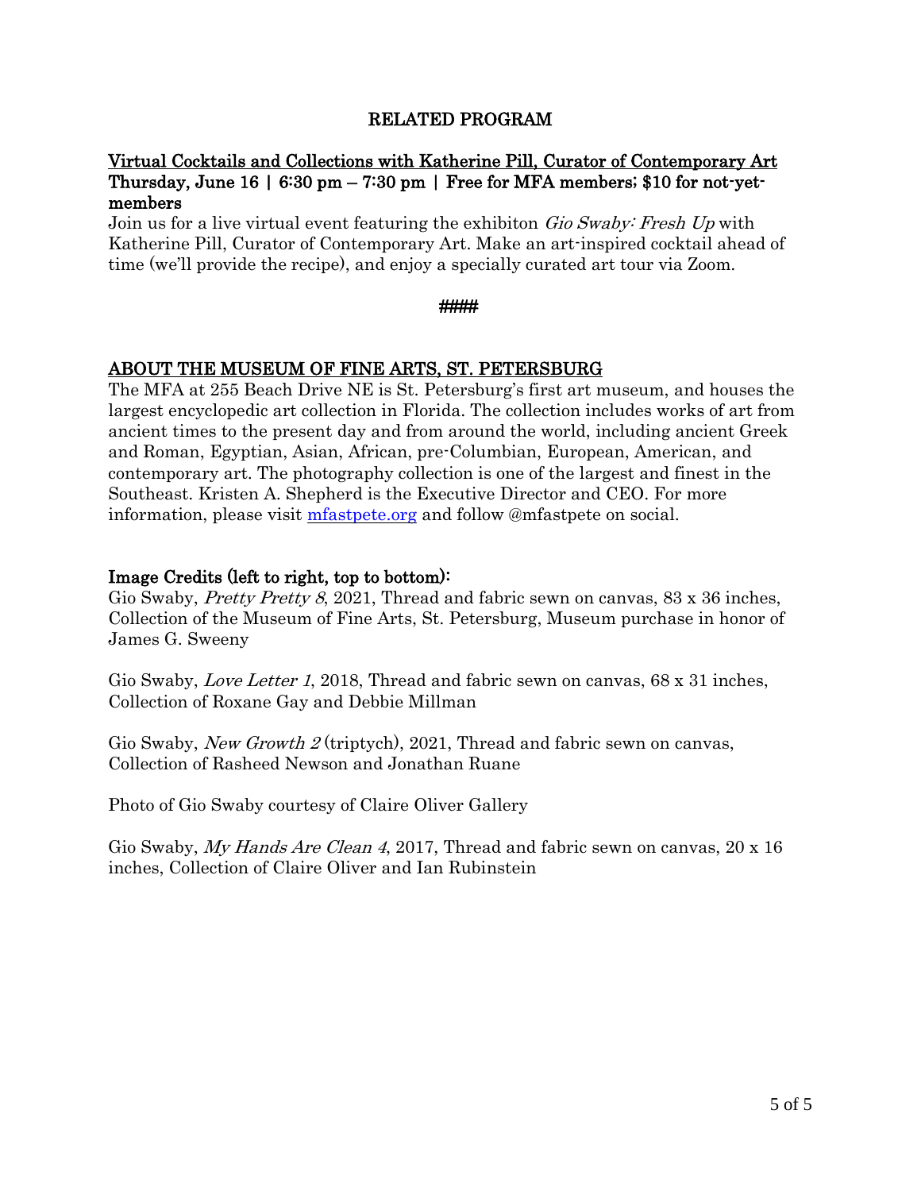## RELATED PROGRAM

**Virtual Cocktails and Collections with Katherine Pill, Curator of Contemporary Art**
**Thursday, June 16 | 6:30 pm – 7:30 pm | Free for MFA members; $10 for not-yet-members**

Join us for a live virtual event featuring the exhibiton *Gio Swaby: Fresh Up* with Katherine Pill, Curator of Contemporary Art. Make an art-inspired cocktail ahead of time (we'll provide the recipe), and enjoy a specially curated art tour via Zoom.

####

## ABOUT THE MUSEUM OF FINE ARTS, ST. PETERSBURG

The MFA at 255 Beach Drive NE is St. Petersburg's first art museum, and houses the largest encyclopedic art collection in Florida. The collection includes works of art from ancient times to the present day and from around the world, including ancient Greek and Roman, Egyptian, Asian, African, pre-Columbian, European, American, and contemporary art. The photography collection is one of the largest and finest in the Southeast. Kristen A. Shepherd is the Executive Director and CEO. For more information, please visit [mfastpete.org](mfastpete.org) and follow @mfastpete on social.

**Image Credits (left to right, top to bottom):**

Gio Swaby, *Pretty Pretty 8*, 2021, Thread and fabric sewn on canvas, 83 x 36 inches, Collection of the Museum of Fine Arts, St. Petersburg, Museum purchase in honor of James G. Sweeny

Gio Swaby, *Love Letter 1*, 2018, Thread and fabric sewn on canvas, 68 x 31 inches, Collection of Roxane Gay and Debbie Millman

Gio Swaby, *New Growth 2* (triptych), 2021, Thread and fabric sewn on canvas, Collection of Rasheed Newson and Jonathan Ruane

Photo of Gio Swaby courtesy of Claire Oliver Gallery

Gio Swaby, *My Hands Are Clean 4*, 2017, Thread and fabric sewn on canvas, 20 x 16 inches, Collection of Claire Oliver and Ian Rubinstein